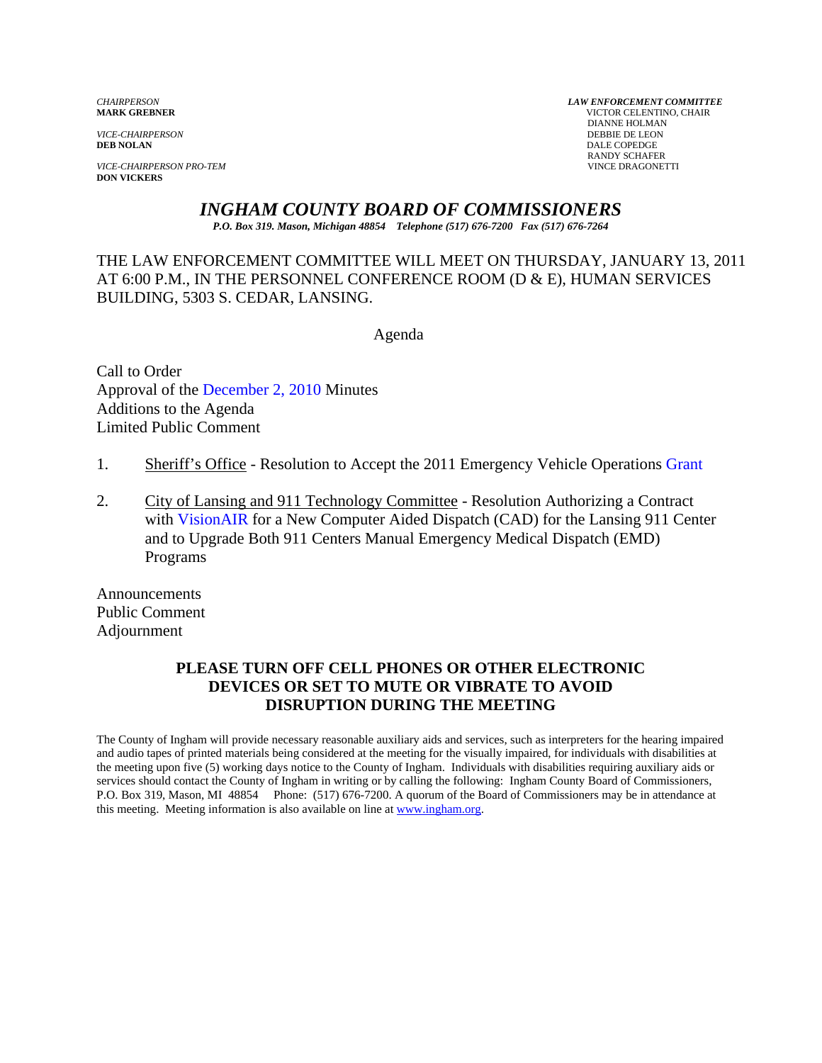*CHAIRPERSON*
**MARK GREBNER**

*VICE-CHAIRPERSON*
**DEB NOLAN**

*VICE-CHAIRPERSON PRO-TEM*
**DON VICKERS**

***LAW ENFORCEMENT COMMITTEE***
VICTOR CELENTINO, CHAIR
DIANNE HOLMAN
DEBBIE DE LEON
DALE COPEDGE
RANDY SCHAFER
VINCE DRAGONETTI

# *INGHAM COUNTY BOARD OF COMMISSIONERS*

***P.O. Box 319. Mason, Michigan 48854 Telephone (517) 676-7200 Fax (517) 676-7264***

THE LAW ENFORCEMENT COMMITTEE WILL MEET ON THURSDAY, JANUARY 13, 2011 AT 6:00 P.M., IN THE PERSONNEL CONFERENCE ROOM (D & E), HUMAN SERVICES BUILDING, 5303 S. CEDAR, LANSING.

Agenda

Call to Order
Approval of the December 2, 2010 Minutes
Additions to the Agenda
Limited Public Comment

1. Sheriff's Office - Resolution to Accept the 2011 Emergency Vehicle Operations Grant

2. City of Lansing and 911 Technology Committee - Resolution Authorizing a Contract with VisionAIR for a New Computer Aided Dispatch (CAD) for the Lansing 911 Center and to Upgrade Both 911 Centers Manual Emergency Medical Dispatch (EMD) Programs

Announcements
Public Comment
Adjournment

**PLEASE TURN OFF CELL PHONES OR OTHER ELECTRONIC DEVICES OR SET TO MUTE OR VIBRATE TO AVOID DISRUPTION DURING THE MEETING**

The County of Ingham will provide necessary reasonable auxiliary aids and services, such as interpreters for the hearing impaired and audio tapes of printed materials being considered at the meeting for the visually impaired, for individuals with disabilities at the meeting upon five (5) working days notice to the County of Ingham. Individuals with disabilities requiring auxiliary aids or services should contact the County of Ingham in writing or by calling the following: Ingham County Board of Commissioners, P.O. Box 319, Mason, MI 48854 Phone: (517) 676-7200. A quorum of the Board of Commissioners may be in attendance at this meeting. Meeting information is also available on line at www.ingham.org.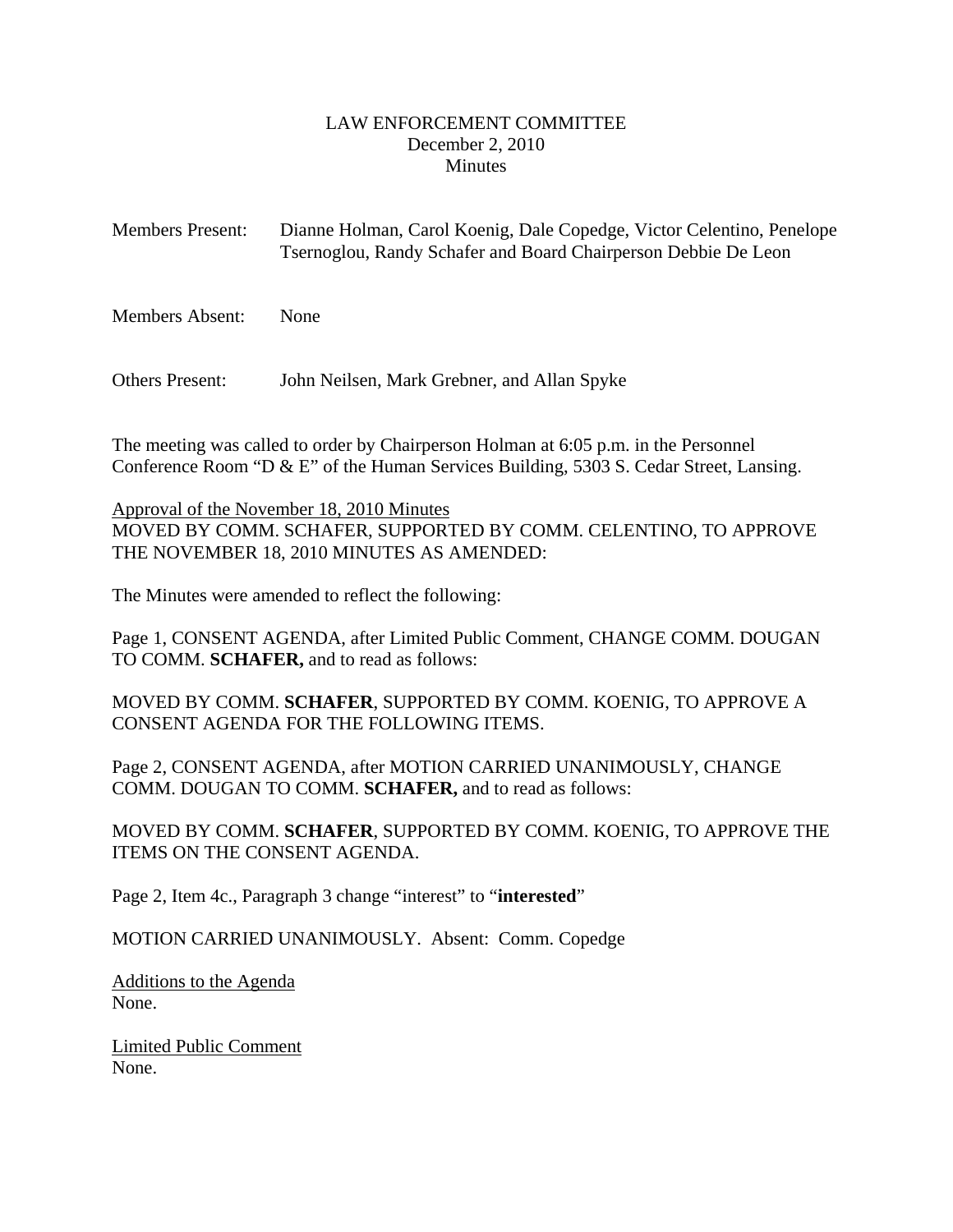LAW ENFORCEMENT COMMITTEE
December 2, 2010
Minutes

Members Present: Dianne Holman, Carol Koenig, Dale Copedge, Victor Celentino, Penelope Tsernoglou, Randy Schafer and Board Chairperson Debbie De Leon

Members Absent: None

Others Present: John Neilsen, Mark Grebner, and Allan Spyke

The meeting was called to order by Chairperson Holman at 6:05 p.m. in the Personnel Conference Room "D & E" of the Human Services Building, 5303 S. Cedar Street, Lansing.

Approval of the November 18, 2010 Minutes
MOVED BY COMM. SCHAFER, SUPPORTED BY COMM. CELENTINO, TO APPROVE THE NOVEMBER 18, 2010 MINUTES AS AMENDED:

The Minutes were amended to reflect the following:

Page 1, CONSENT AGENDA, after Limited Public Comment, CHANGE COMM. DOUGAN TO COMM. **SCHAFER,** and to read as follows:

MOVED BY COMM. **SCHAFER**, SUPPORTED BY COMM. KOENIG, TO APPROVE A CONSENT AGENDA FOR THE FOLLOWING ITEMS.

Page 2, CONSENT AGENDA, after MOTION CARRIED UNANIMOUSLY, CHANGE COMM. DOUGAN TO COMM. **SCHAFER,** and to read as follows:

MOVED BY COMM. **SCHAFER**, SUPPORTED BY COMM. KOENIG, TO APPROVE THE ITEMS ON THE CONSENT AGENDA.

Page 2, Item 4c., Paragraph 3 change "interest" to "**interested**"

MOTION CARRIED UNANIMOUSLY. Absent: Comm. Copedge

Additions to the Agenda
None.

Limited Public Comment
None.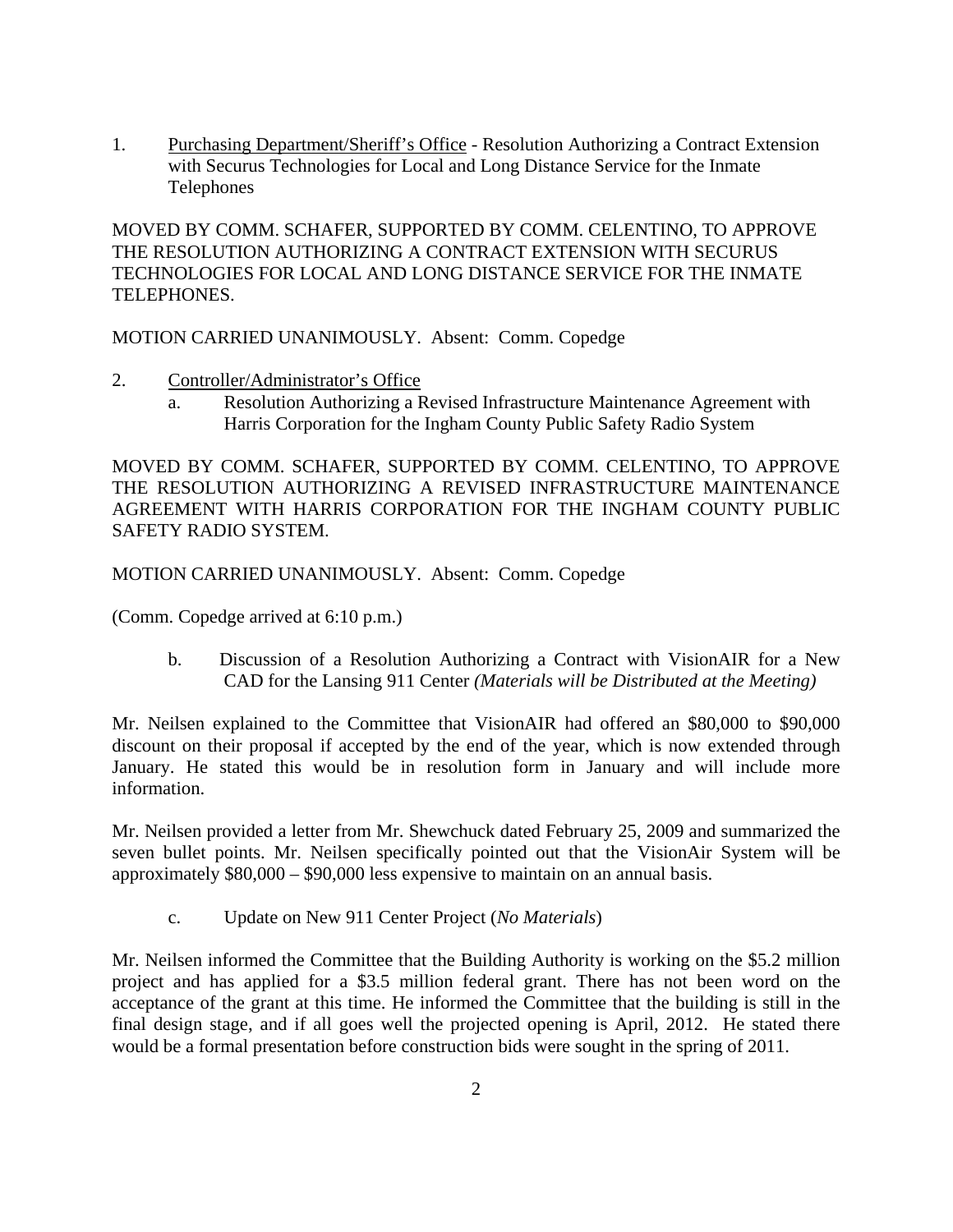1. <u>Purchasing Department/Sheriff's Office</u> - Resolution Authorizing a Contract Extension with Securus Technologies for Local and Long Distance Service for the Inmate Telephones

MOVED BY COMM. SCHAFER, SUPPORTED BY COMM. CELENTINO, TO APPROVE THE RESOLUTION AUTHORIZING A CONTRACT EXTENSION WITH SECURUS TECHNOLOGIES FOR LOCAL AND LONG DISTANCE SERVICE FOR THE INMATE TELEPHONES.

MOTION CARRIED UNANIMOUSLY. Absent: Comm. Copedge

2. <u>Controller/Administrator's Office</u>
   a. Resolution Authorizing a Revised Infrastructure Maintenance Agreement with Harris Corporation for the Ingham County Public Safety Radio System

MOVED BY COMM. SCHAFER, SUPPORTED BY COMM. CELENTINO, TO APPROVE THE RESOLUTION AUTHORIZING A REVISED INFRASTRUCTURE MAINTENANCE AGREEMENT WITH HARRIS CORPORATION FOR THE INGHAM COUNTY PUBLIC SAFETY RADIO SYSTEM.

MOTION CARRIED UNANIMOUSLY. Absent: Comm. Copedge

(Comm. Copedge arrived at 6:10 p.m.)

   b. Discussion of a Resolution Authorizing a Contract with VisionAIR for a New CAD for the Lansing 911 Center *(Materials will be Distributed at the Meeting)*

Mr. Neilsen explained to the Committee that VisionAIR had offered an $80,000 to $90,000 discount on their proposal if accepted by the end of the year, which is now extended through January. He stated this would be in resolution form in January and will include more information.

Mr. Neilsen provided a letter from Mr. Shewchuck dated February 25, 2009 and summarized the seven bullet points. Mr. Neilsen specifically pointed out that the VisionAir System will be approximately $80,000 – $90,000 less expensive to maintain on an annual basis.

   c. Update on New 911 Center Project (*No Materials*)

Mr. Neilsen informed the Committee that the Building Authority is working on the $5.2 million project and has applied for a $3.5 million federal grant. There has not been word on the acceptance of the grant at this time. He informed the Committee that the building is still in the final design stage, and if all goes well the projected opening is April, 2012. He stated there would be a formal presentation before construction bids were sought in the spring of 2011.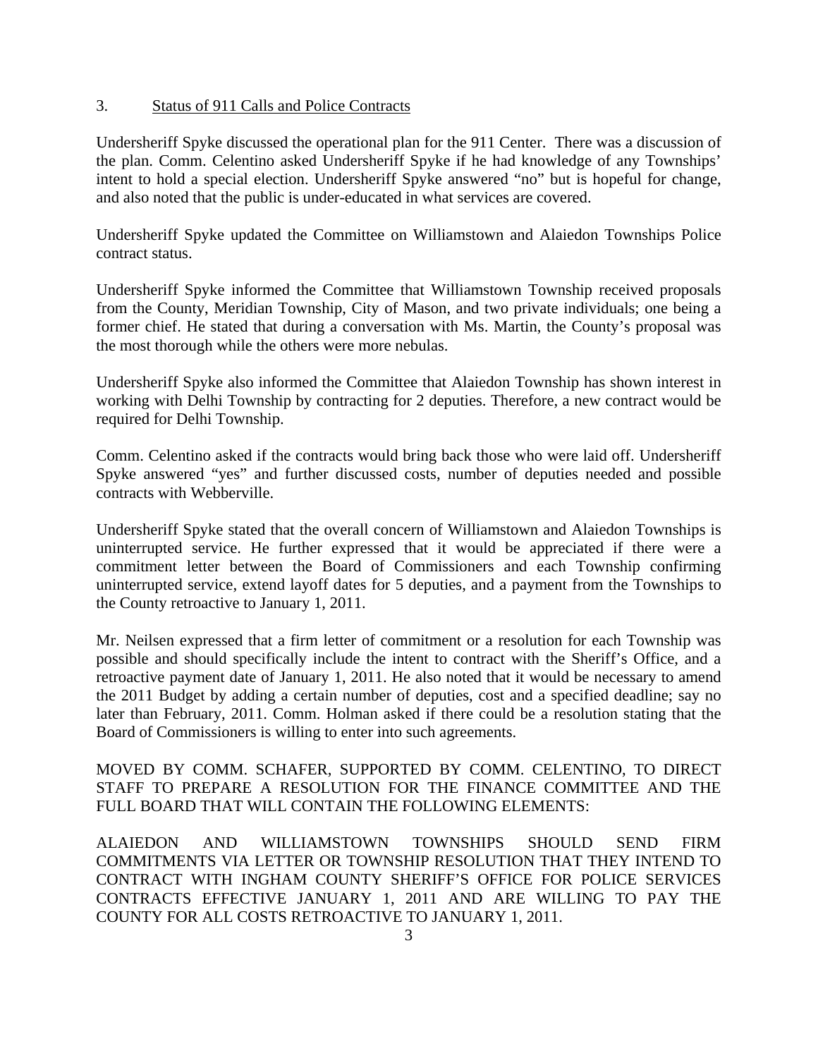3. Status of 911 Calls and Police Contracts

Undersheriff Spyke discussed the operational plan for the 911 Center. There was a discussion of the plan. Comm. Celentino asked Undersheriff Spyke if he had knowledge of any Townships' intent to hold a special election. Undersheriff Spyke answered "no" but is hopeful for change, and also noted that the public is under-educated in what services are covered.

Undersheriff Spyke updated the Committee on Williamstown and Alaiedon Townships Police contract status.

Undersheriff Spyke informed the Committee that Williamstown Township received proposals from the County, Meridian Township, City of Mason, and two private individuals; one being a former chief. He stated that during a conversation with Ms. Martin, the County's proposal was the most thorough while the others were more nebulas.

Undersheriff Spyke also informed the Committee that Alaiedon Township has shown interest in working with Delhi Township by contracting for 2 deputies. Therefore, a new contract would be required for Delhi Township.

Comm. Celentino asked if the contracts would bring back those who were laid off. Undersheriff Spyke answered "yes" and further discussed costs, number of deputies needed and possible contracts with Webberville.

Undersheriff Spyke stated that the overall concern of Williamstown and Alaiedon Townships is uninterrupted service. He further expressed that it would be appreciated if there were a commitment letter between the Board of Commissioners and each Township confirming uninterrupted service, extend layoff dates for 5 deputies, and a payment from the Townships to the County retroactive to January 1, 2011.

Mr. Neilsen expressed that a firm letter of commitment or a resolution for each Township was possible and should specifically include the intent to contract with the Sheriff's Office, and a retroactive payment date of January 1, 2011. He also noted that it would be necessary to amend the 2011 Budget by adding a certain number of deputies, cost and a specified deadline; say no later than February, 2011. Comm. Holman asked if there could be a resolution stating that the Board of Commissioners is willing to enter into such agreements.

MOVED BY COMM. SCHAFER, SUPPORTED BY COMM. CELENTINO, TO DIRECT STAFF TO PREPARE A RESOLUTION FOR THE FINANCE COMMITTEE AND THE FULL BOARD THAT WILL CONTAIN THE FOLLOWING ELEMENTS:

ALAIEDON AND WILLIAMSTOWN TOWNSHIPS SHOULD SEND FIRM COMMITMENTS VIA LETTER OR TOWNSHIP RESOLUTION THAT THEY INTEND TO CONTRACT WITH INGHAM COUNTY SHERIFF'S OFFICE FOR POLICE SERVICES CONTRACTS EFFECTIVE JANUARY 1, 2011 AND ARE WILLING TO PAY THE COUNTY FOR ALL COSTS RETROACTIVE TO JANUARY 1, 2011.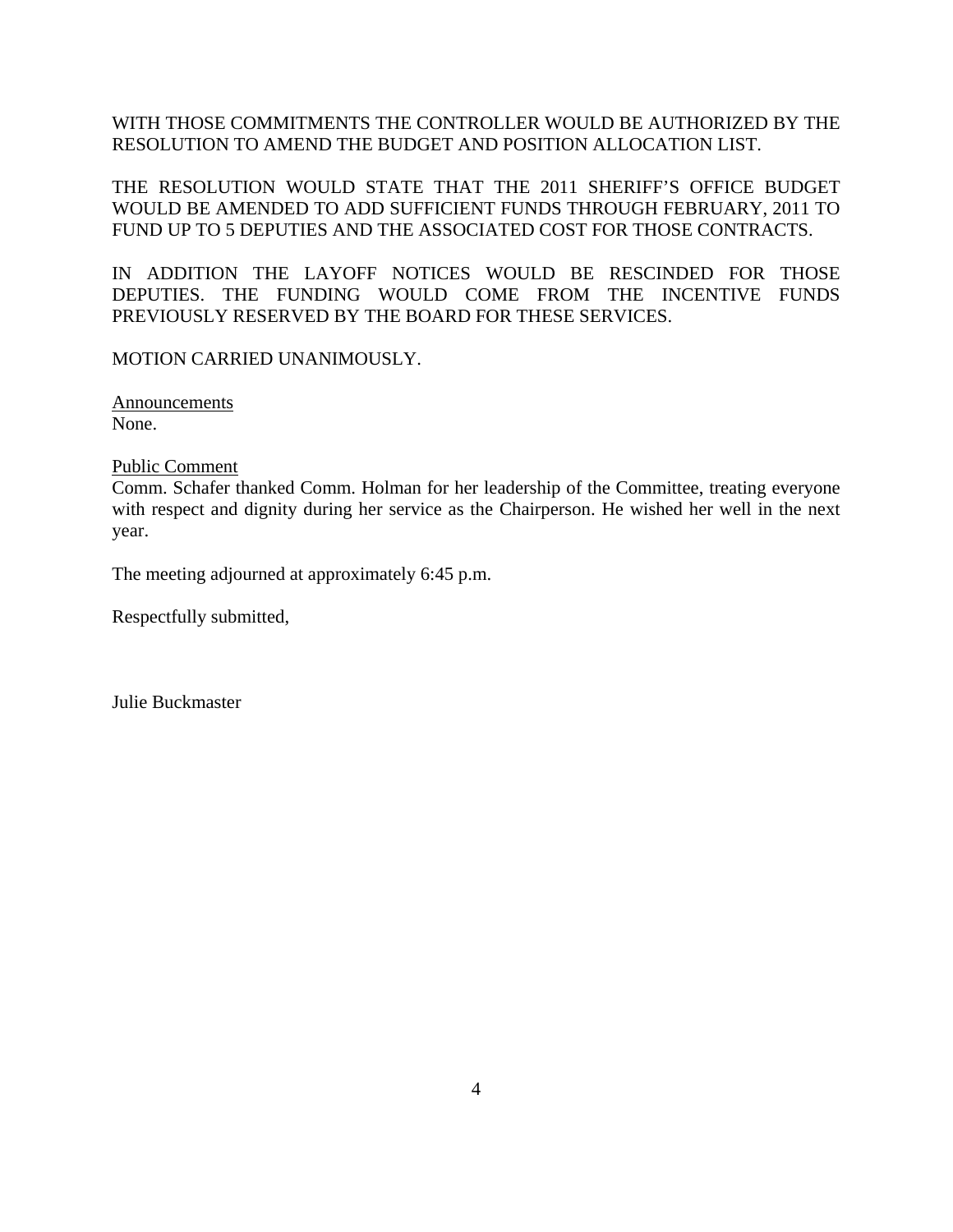WITH THOSE COMMITMENTS THE CONTROLLER WOULD BE AUTHORIZED BY THE RESOLUTION TO AMEND THE BUDGET AND POSITION ALLOCATION LIST.

THE RESOLUTION WOULD STATE THAT THE 2011 SHERIFF'S OFFICE BUDGET WOULD BE AMENDED TO ADD SUFFICIENT FUNDS THROUGH FEBRUARY, 2011 TO FUND UP TO 5 DEPUTIES AND THE ASSOCIATED COST FOR THOSE CONTRACTS.

IN ADDITION THE LAYOFF NOTICES WOULD BE RESCINDED FOR THOSE DEPUTIES. THE FUNDING WOULD COME FROM THE INCENTIVE FUNDS PREVIOUSLY RESERVED BY THE BOARD FOR THESE SERVICES.

MOTION CARRIED UNANIMOUSLY.

<u>Announcements</u>
None.

<u>Public Comment</u>
Comm. Schafer thanked Comm. Holman for her leadership of the Committee, treating everyone with respect and dignity during her service as the Chairperson. He wished her well in the next year.

The meeting adjourned at approximately 6:45 p.m.

Respectfully submitted,

Julie Buckmaster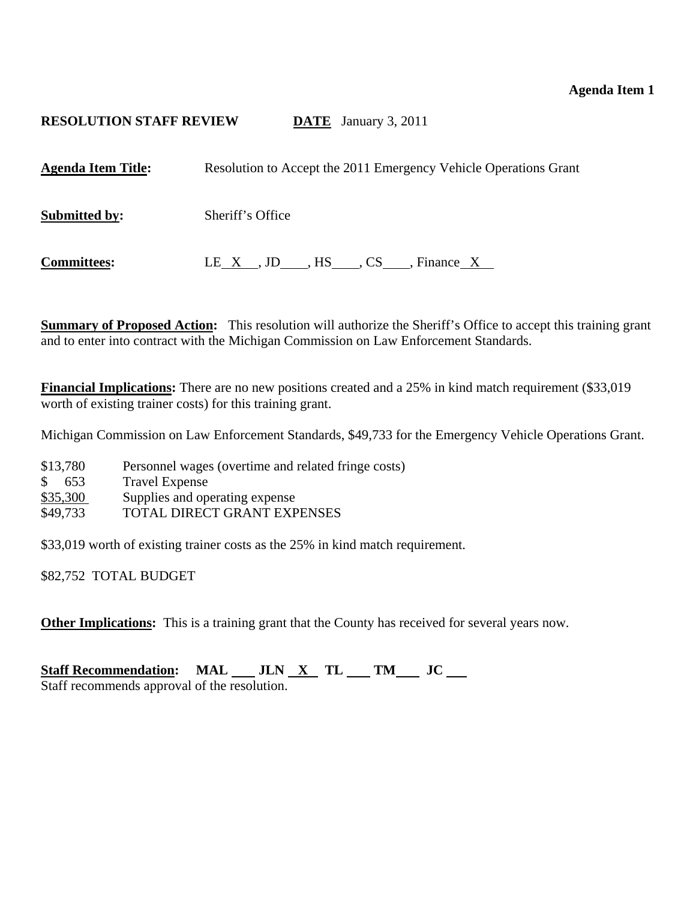**Agenda Item 1**

**RESOLUTION STAFF REVIEW** **DATE** January 3, 2011

**Agenda Item Title:** Resolution to Accept the 2011 Emergency Vehicle Operations Grant

**Submitted by:** Sheriff's Office

**Committees:** LE X , JD \_\_\_, HS \_\_\_, CS \_\_\_, Finance X

**Summary of Proposed Action:** This resolution will authorize the Sheriff's Office to accept this training grant and to enter into contract with the Michigan Commission on Law Enforcement Standards.

**Financial Implications:** There are no new positions created and a 25% in kind match requirement ($33,019 worth of existing trainer costs) for this training grant.

Michigan Commission on Law Enforcement Standards, $49,733 for the Emergency Vehicle Operations Grant.

| | |
|---|---|
| $13,780 | Personnel wages (overtime and related fringe costs) |
| $ 653 | Travel Expense |
| $35,300 | Supplies and operating expense |
| $49,733 | TOTAL DIRECT GRANT EXPENSES |

$33,019 worth of existing trainer costs as the 25% in kind match requirement.

$82,752 TOTAL BUDGET

**Other Implications:** This is a training grant that the County has received for several years now.

**Staff Recommendation:** MAL \_\_\_ JLN X TL \_\_\_ TM \_\_\_ JC \_\_\_
Staff recommends approval of the resolution.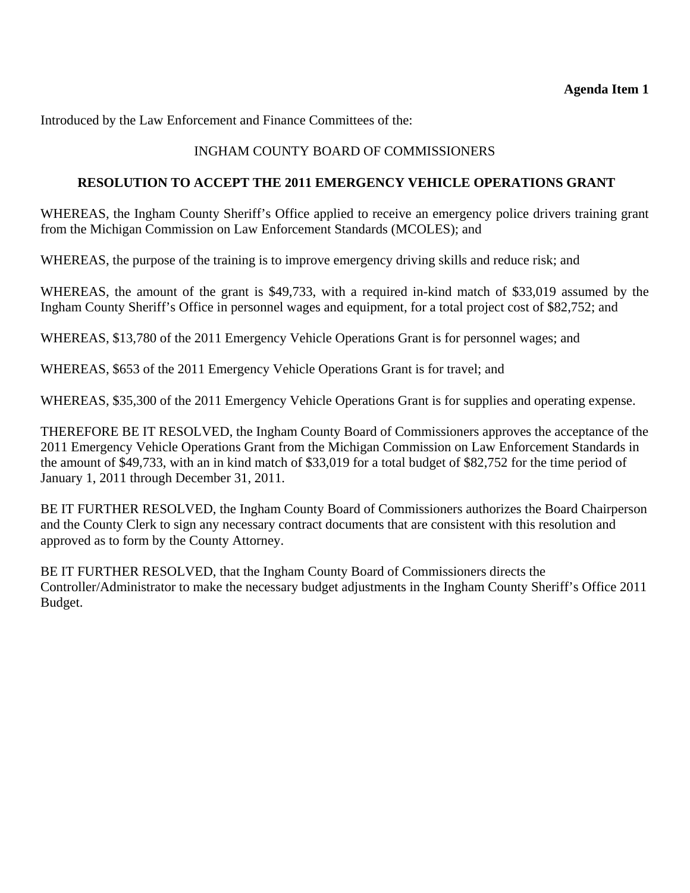**Agenda Item 1**

Introduced by the Law Enforcement and Finance Committees of the:

INGHAM COUNTY BOARD OF COMMISSIONERS

**RESOLUTION TO ACCEPT THE 2011 EMERGENCY VEHICLE OPERATIONS GRANT**

WHEREAS, the Ingham County Sheriff's Office applied to receive an emergency police drivers training grant from the Michigan Commission on Law Enforcement Standards (MCOLES); and

WHEREAS, the purpose of the training is to improve emergency driving skills and reduce risk; and

WHEREAS, the amount of the grant is $49,733, with a required in-kind match of $33,019 assumed by the Ingham County Sheriff's Office in personnel wages and equipment, for a total project cost of $82,752; and

WHEREAS, $13,780 of the 2011 Emergency Vehicle Operations Grant is for personnel wages; and

WHEREAS, $653 of the 2011 Emergency Vehicle Operations Grant is for travel; and

WHEREAS, $35,300 of the 2011 Emergency Vehicle Operations Grant is for supplies and operating expense.

THEREFORE BE IT RESOLVED, the Ingham County Board of Commissioners approves the acceptance of the 2011 Emergency Vehicle Operations Grant from the Michigan Commission on Law Enforcement Standards in the amount of $49,733, with an in kind match of $33,019 for a total budget of $82,752 for the time period of January 1, 2011 through December 31, 2011.

BE IT FURTHER RESOLVED, the Ingham County Board of Commissioners authorizes the Board Chairperson and the County Clerk to sign any necessary contract documents that are consistent with this resolution and approved as to form by the County Attorney.

BE IT FURTHER RESOLVED, that the Ingham County Board of Commissioners directs the Controller/Administrator to make the necessary budget adjustments in the Ingham County Sheriff's Office 2011 Budget.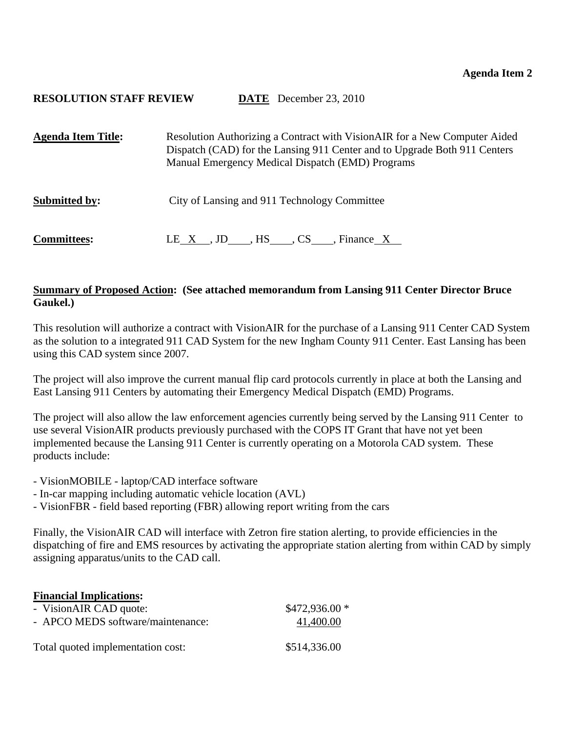**Agenda Item 2**

**RESOLUTION STAFF REVIEW** **DATE** December 23, 2010

**Agenda Item Title:** Resolution Authorizing a Contract with VisionAIR for a New Computer Aided Dispatch (CAD) for the Lansing 911 Center and to Upgrade Both 911 Centers Manual Emergency Medical Dispatch (EMD) Programs

**Submitted by:** City of Lansing and 911 Technology Committee

**Committees:** LE X , JD \_\_\_\_, HS \_\_\_\_, CS \_\_\_\_, Finance X

**Summary of Proposed Action: (See attached memorandum from Lansing 911 Center Director Bruce Gaukel.)**

This resolution will authorize a contract with VisionAIR for the purchase of a Lansing 911 Center CAD System as the solution to a integrated 911 CAD System for the new Ingham County 911 Center. East Lansing has been using this CAD system since 2007.

The project will also improve the current manual flip card protocols currently in place at both the Lansing and East Lansing 911 Centers by automating their Emergency Medical Dispatch (EMD) Programs.

The project will also allow the law enforcement agencies currently being served by the Lansing 911 Center to use several VisionAIR products previously purchased with the COPS IT Grant that have not yet been implemented because the Lansing 911 Center is currently operating on a Motorola CAD system. These products include:

- VisionMOBILE - laptop/CAD interface software
- In-car mapping including automatic vehicle location (AVL)
- VisionFBR - field based reporting (FBR) allowing report writing from the cars

Finally, the VisionAIR CAD will interface with Zetron fire station alerting, to provide efficiencies in the dispatching of fire and EMS resources by activating the appropriate station alerting from within CAD by simply assigning apparatus/units to the CAD call.

**Financial Implications:**

| | |
|---|---|
| - VisionAIR CAD quote: | $472,936.00 * |
| - APCO MEDS software/maintenance: | 41,400.00 |
| Total quoted implementation cost: | $514,336.00 |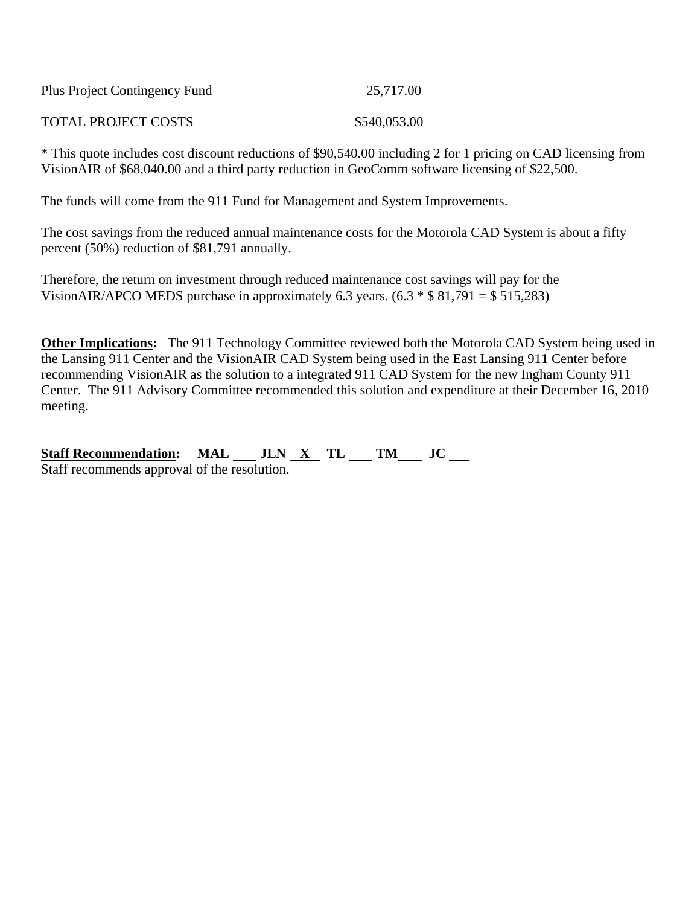| | |
|---|---|
| Plus Project Contingency Fund | 25,717.00 |
| TOTAL PROJECT COSTS | $540,053.00 |

* This quote includes cost discount reductions of $90,540.00 including 2 for 1 pricing on CAD licensing from VisionAIR of $68,040.00 and a third party reduction in GeoComm software licensing of $22,500.

The funds will come from the 911 Fund for Management and System Improvements.

The cost savings from the reduced annual maintenance costs for the Motorola CAD System is about a fifty percent (50%) reduction of $81,791 annually.

Therefore, the return on investment through reduced maintenance cost savings will pay for the VisionAIR/APCO MEDS purchase in approximately 6.3 years. (6.3 * $ 81,791 = $ 515,283)

**Other Implications:** The 911 Technology Committee reviewed both the Motorola CAD System being used in the Lansing 911 Center and the VisionAIR CAD System being used in the East Lansing 911 Center before recommending VisionAIR as the solution to a integrated 911 CAD System for the new Ingham County 911 Center. The 911 Advisory Committee recommended this solution and expenditure at their December 16, 2010 meeting.

**Staff Recommendation: MAL ___ JLN _X_ TL ___ TM___ JC ___**
Staff recommends approval of the resolution.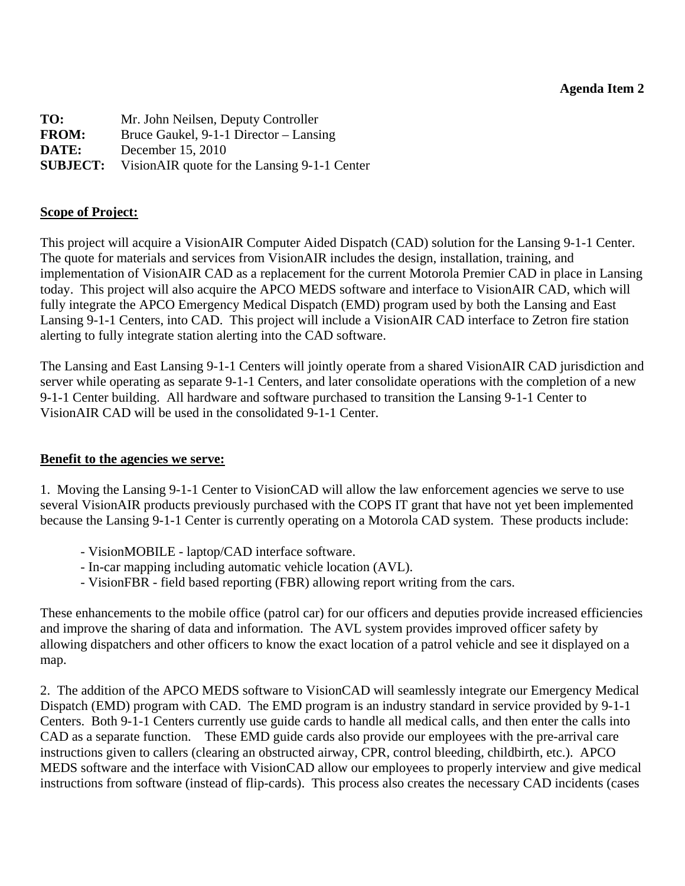**Agenda Item 2**

**TO:** Mr. John Neilsen, Deputy Controller
**FROM:** Bruce Gaukel, 9-1-1 Director – Lansing
**DATE:** December 15, 2010
**SUBJECT:** VisionAIR quote for the Lansing 9-1-1 Center

**Scope of Project:**

This project will acquire a VisionAIR Computer Aided Dispatch (CAD) solution for the Lansing 9-1-1 Center. The quote for materials and services from VisionAIR includes the design, installation, training, and implementation of VisionAIR CAD as a replacement for the current Motorola Premier CAD in place in Lansing today. This project will also acquire the APCO MEDS software and interface to VisionAIR CAD, which will fully integrate the APCO Emergency Medical Dispatch (EMD) program used by both the Lansing and East Lansing 9-1-1 Centers, into CAD. This project will include a VisionAIR CAD interface to Zetron fire station alerting to fully integrate station alerting into the CAD software.

The Lansing and East Lansing 9-1-1 Centers will jointly operate from a shared VisionAIR CAD jurisdiction and server while operating as separate 9-1-1 Centers, and later consolidate operations with the completion of a new 9-1-1 Center building. All hardware and software purchased to transition the Lansing 9-1-1 Center to VisionAIR CAD will be used in the consolidated 9-1-1 Center.

**Benefit to the agencies we serve:**

1. Moving the Lansing 9-1-1 Center to VisionCAD will allow the law enforcement agencies we serve to use several VisionAIR products previously purchased with the COPS IT grant that have not yet been implemented because the Lansing 9-1-1 Center is currently operating on a Motorola CAD system. These products include:

- VisionMOBILE - laptop/CAD interface software.
- In-car mapping including automatic vehicle location (AVL).
- VisionFBR - field based reporting (FBR) allowing report writing from the cars.

These enhancements to the mobile office (patrol car) for our officers and deputies provide increased efficiencies and improve the sharing of data and information. The AVL system provides improved officer safety by allowing dispatchers and other officers to know the exact location of a patrol vehicle and see it displayed on a map.

2. The addition of the APCO MEDS software to VisionCAD will seamlessly integrate our Emergency Medical Dispatch (EMD) program with CAD. The EMD program is an industry standard in service provided by 9-1-1 Centers. Both 9-1-1 Centers currently use guide cards to handle all medical calls, and then enter the calls into CAD as a separate function. These EMD guide cards also provide our employees with the pre-arrival care instructions given to callers (clearing an obstructed airway, CPR, control bleeding, childbirth, etc.). APCO MEDS software and the interface with VisionCAD allow our employees to properly interview and give medical instructions from software (instead of flip-cards). This process also creates the necessary CAD incidents (cases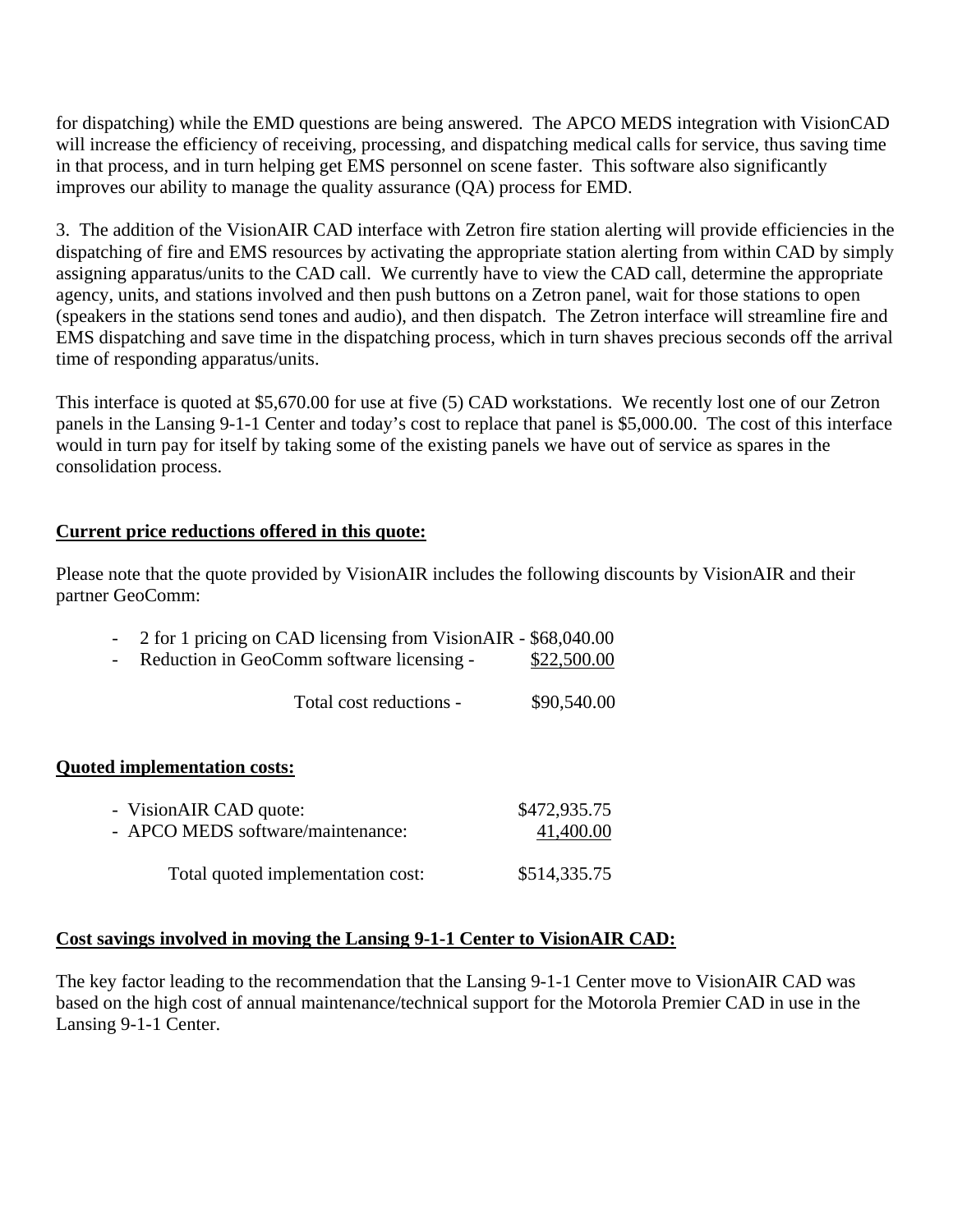for dispatching) while the EMD questions are being answered. The APCO MEDS integration with VisionCAD will increase the efficiency of receiving, processing, and dispatching medical calls for service, thus saving time in that process, and in turn helping get EMS personnel on scene faster. This software also significantly improves our ability to manage the quality assurance (QA) process for EMD.

3. The addition of the VisionAIR CAD interface with Zetron fire station alerting will provide efficiencies in the dispatching of fire and EMS resources by activating the appropriate station alerting from within CAD by simply assigning apparatus/units to the CAD call. We currently have to view the CAD call, determine the appropriate agency, units, and stations involved and then push buttons on a Zetron panel, wait for those stations to open (speakers in the stations send tones and audio), and then dispatch. The Zetron interface will streamline fire and EMS dispatching and save time in the dispatching process, which in turn shaves precious seconds off the arrival time of responding apparatus/units.

This interface is quoted at $5,670.00 for use at five (5) CAD workstations. We recently lost one of our Zetron panels in the Lansing 9-1-1 Center and today's cost to replace that panel is $5,000.00. The cost of this interface would in turn pay for itself by taking some of the existing panels we have out of service as spares in the consolidation process.

**Current price reductions offered in this quote:**

Please note that the quote provided by VisionAIR includes the following discounts by VisionAIR and their partner GeoComm:

| | |
|---|---|
| - 2 for 1 pricing on CAD licensing from VisionAIR - | $68,040.00 |
| - Reduction in GeoComm software licensing - | $22,500.00 |
| Total cost reductions - | $90,540.00 |

**Quoted implementation costs:**

| | |
|---|---|
| - VisionAIR CAD quote: | $472,935.75 |
| - APCO MEDS software/maintenance: | 41,400.00 |
| Total quoted implementation cost: | $514,335.75 |

**Cost savings involved in moving the Lansing 9-1-1 Center to VisionAIR CAD:**

The key factor leading to the recommendation that the Lansing 9-1-1 Center move to VisionAIR CAD was based on the high cost of annual maintenance/technical support for the Motorola Premier CAD in use in the Lansing 9-1-1 Center.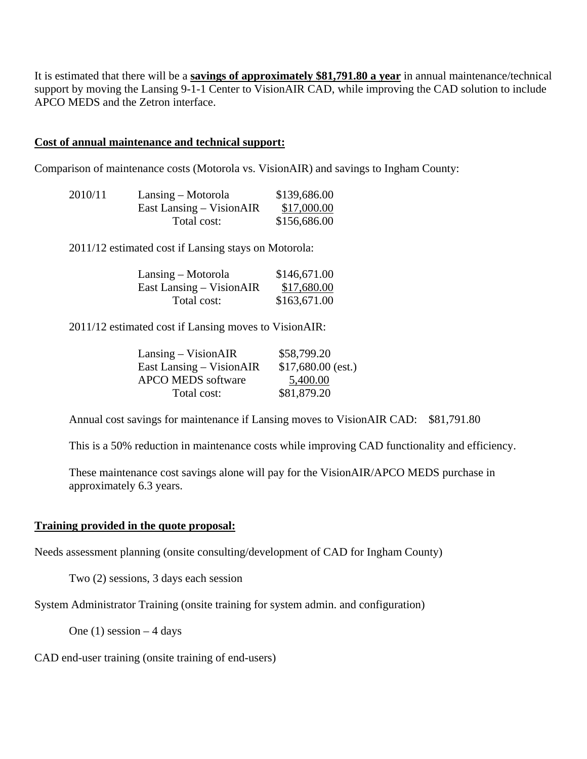It is estimated that there will be a **savings of approximately $81,791.80 a year** in annual maintenance/technical support by moving the Lansing 9-1-1 Center to VisionAIR CAD, while improving the CAD solution to include APCO MEDS and the Zetron interface.

**Cost of annual maintenance and technical support:**

Comparison of maintenance costs (Motorola vs. VisionAIR) and savings to Ingham County:

| | | |
|---|---|---|
| 2010/11 | Lansing – Motorola | $139,686.00 |
| | East Lansing – VisionAIR | $17,000.00 |
| | Total cost: | $156,686.00 |

2011/12 estimated cost if Lansing stays on Motorola:

| | |
|---|---|
| Lansing – Motorola | $146,671.00 |
| East Lansing – VisionAIR | $17,680.00 |
| Total cost: | $163,671.00 |

2011/12 estimated cost if Lansing moves to VisionAIR:

| | |
|---|---|
| Lansing – VisionAIR | $58,799.20 |
| East Lansing – VisionAIR | $17,680.00 (est.) |
| APCO MEDS software | 5,400.00 |
| Total cost: | $81,879.20 |

Annual cost savings for maintenance if Lansing moves to VisionAIR CAD: $81,791.80

This is a 50% reduction in maintenance costs while improving CAD functionality and efficiency.

These maintenance cost savings alone will pay for the VisionAIR/APCO MEDS purchase in approximately 6.3 years.

**Training provided in the quote proposal:**

Needs assessment planning (onsite consulting/development of CAD for Ingham County)

Two (2) sessions, 3 days each session

System Administrator Training (onsite training for system admin. and configuration)

One (1) session – 4 days

CAD end-user training (onsite training of end-users)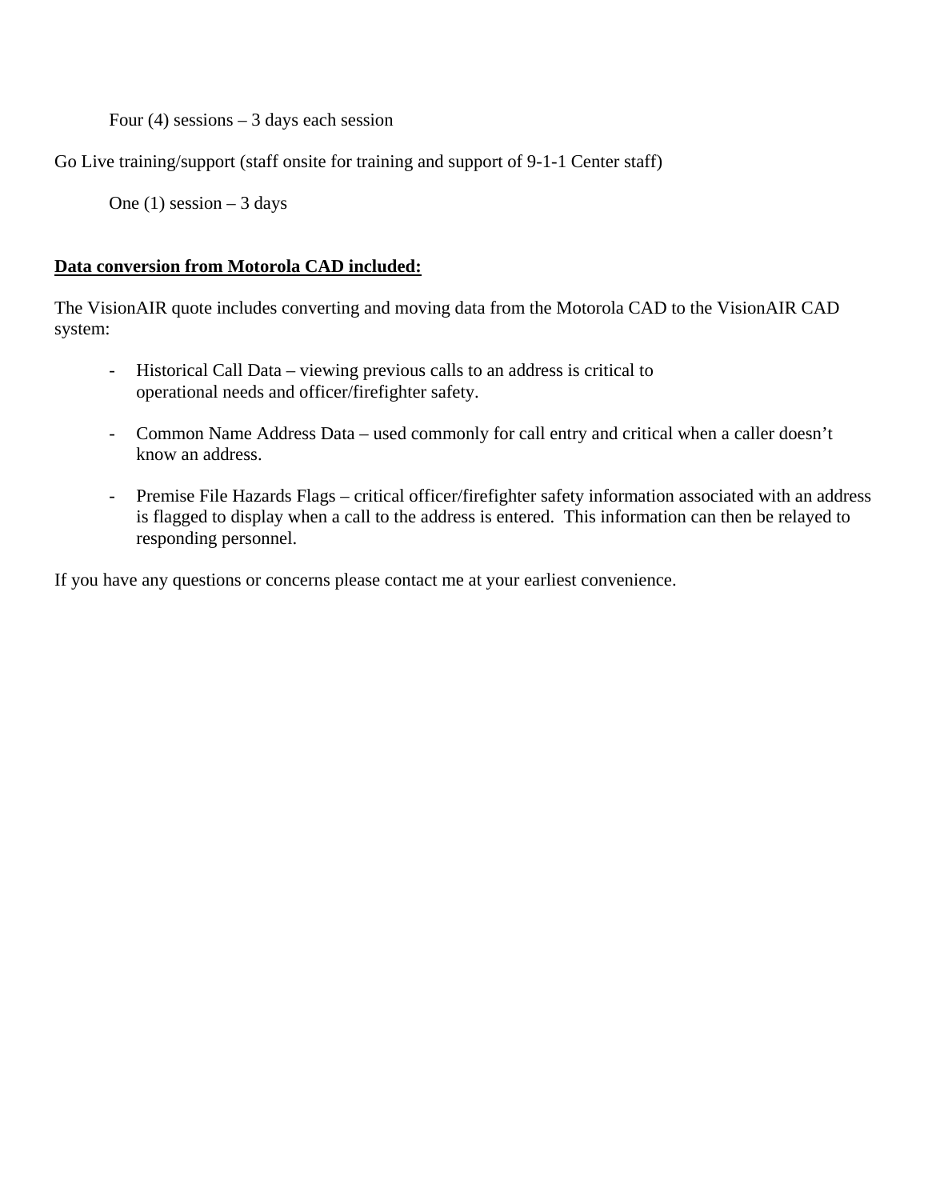Four (4) sessions – 3 days each session

Go Live training/support (staff onsite for training and support of 9-1-1 Center staff)

One (1) session – 3 days

**<u>Data conversion from Motorola CAD included:</u>**

The VisionAIR quote includes converting and moving data from the Motorola CAD to the VisionAIR CAD system:

- Historical Call Data – viewing previous calls to an address is critical to operational needs and officer/firefighter safety.

- Common Name Address Data – used commonly for call entry and critical when a caller doesn't know an address.

- Premise File Hazards Flags – critical officer/firefighter safety information associated with an address is flagged to display when a call to the address is entered. This information can then be relayed to responding personnel.

If you have any questions or concerns please contact me at your earliest convenience.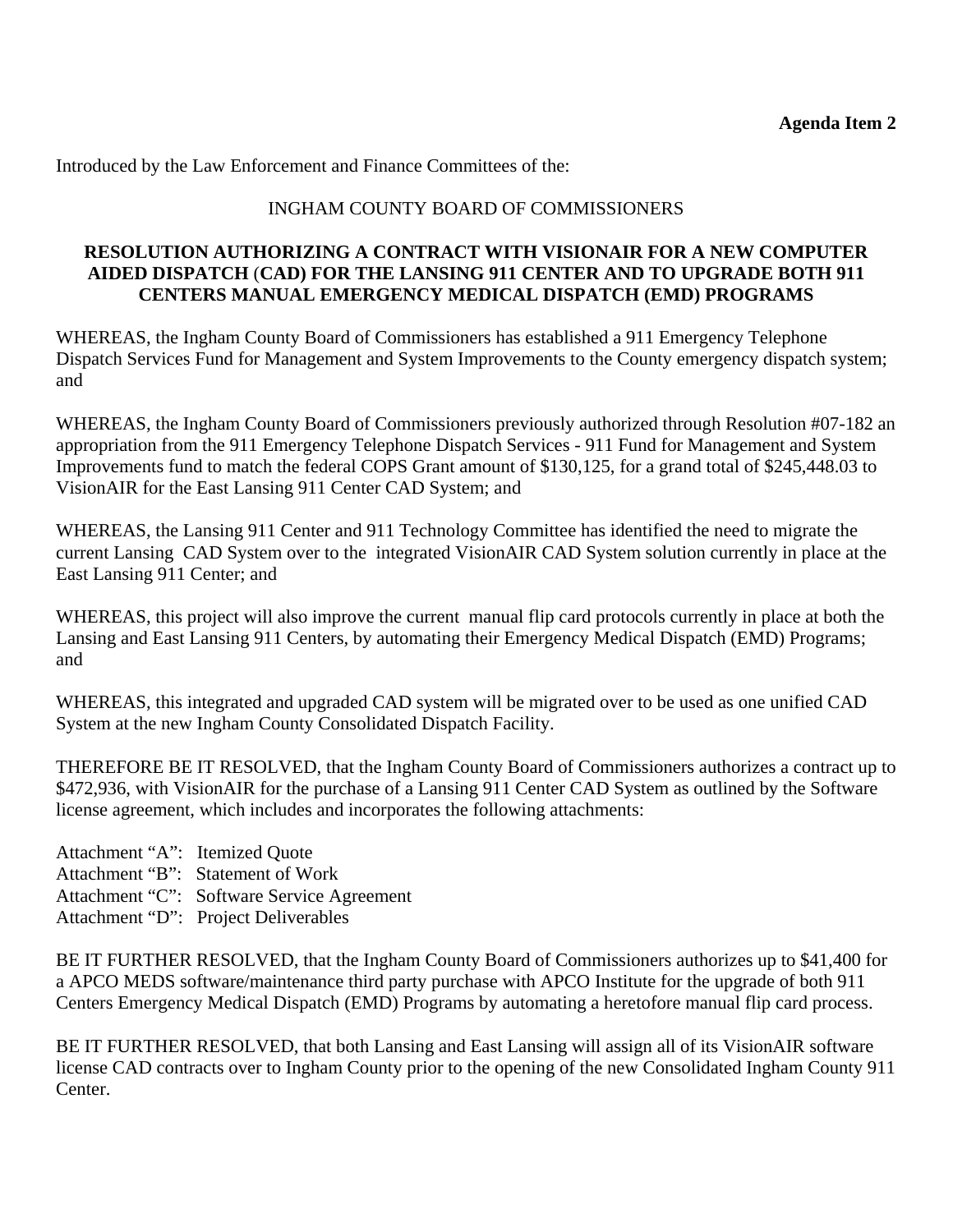**Agenda Item 2**

Introduced by the Law Enforcement and Finance Committees of the:

INGHAM COUNTY BOARD OF COMMISSIONERS

**RESOLUTION AUTHORIZING A CONTRACT WITH VISIONAIR FOR A NEW COMPUTER AIDED DISPATCH (CAD) FOR THE LANSING 911 CENTER AND TO UPGRADE BOTH 911 CENTERS MANUAL EMERGENCY MEDICAL DISPATCH (EMD) PROGRAMS**

WHEREAS, the Ingham County Board of Commissioners has established a 911 Emergency Telephone Dispatch Services Fund for Management and System Improvements to the County emergency dispatch system; and

WHEREAS, the Ingham County Board of Commissioners previously authorized through Resolution #07-182 an appropriation from the 911 Emergency Telephone Dispatch Services - 911 Fund for Management and System Improvements fund to match the federal COPS Grant amount of $130,125, for a grand total of $245,448.03 to VisionAIR for the East Lansing 911 Center CAD System; and

WHEREAS, the Lansing 911 Center and 911 Technology Committee has identified the need to migrate the current Lansing CAD System over to the integrated VisionAIR CAD System solution currently in place at the East Lansing 911 Center; and

WHEREAS, this project will also improve the current manual flip card protocols currently in place at both the Lansing and East Lansing 911 Centers, by automating their Emergency Medical Dispatch (EMD) Programs; and

WHEREAS, this integrated and upgraded CAD system will be migrated over to be used as one unified CAD System at the new Ingham County Consolidated Dispatch Facility.

THEREFORE BE IT RESOLVED, that the Ingham County Board of Commissioners authorizes a contract up to $472,936, with VisionAIR for the purchase of a Lansing 911 Center CAD System as outlined by the Software license agreement, which includes and incorporates the following attachments:

Attachment "A": Itemized Quote
Attachment "B": Statement of Work
Attachment "C": Software Service Agreement
Attachment "D": Project Deliverables

BE IT FURTHER RESOLVED, that the Ingham County Board of Commissioners authorizes up to $41,400 for a APCO MEDS software/maintenance third party purchase with APCO Institute for the upgrade of both 911 Centers Emergency Medical Dispatch (EMD) Programs by automating a heretofore manual flip card process.

BE IT FURTHER RESOLVED, that both Lansing and East Lansing will assign all of its VisionAIR software license CAD contracts over to Ingham County prior to the opening of the new Consolidated Ingham County 911 Center.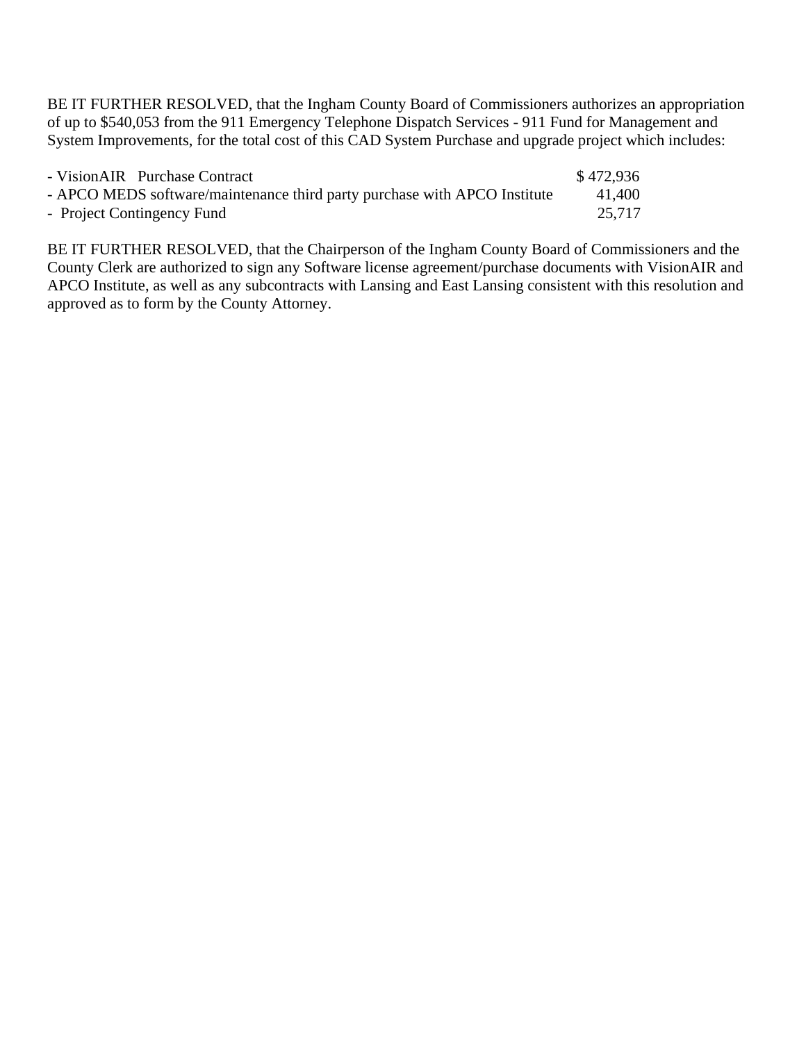BE IT FURTHER RESOLVED, that the Ingham County Board of Commissioners authorizes an appropriation of up to $540,053 from the 911 Emergency Telephone Dispatch Services - 911 Fund for Management and System Improvements, for the total cost of this CAD System Purchase and upgrade project which includes:

| | |
|---|---|
| - VisionAIR Purchase Contract | $ 472,936 |
| - APCO MEDS software/maintenance third party purchase with APCO Institute | 41,400 |
| - Project Contingency Fund | 25,717 |

BE IT FURTHER RESOLVED, that the Chairperson of the Ingham County Board of Commissioners and the County Clerk are authorized to sign any Software license agreement/purchase documents with VisionAIR and APCO Institute, as well as any subcontracts with Lansing and East Lansing consistent with this resolution and approved as to form by the County Attorney.